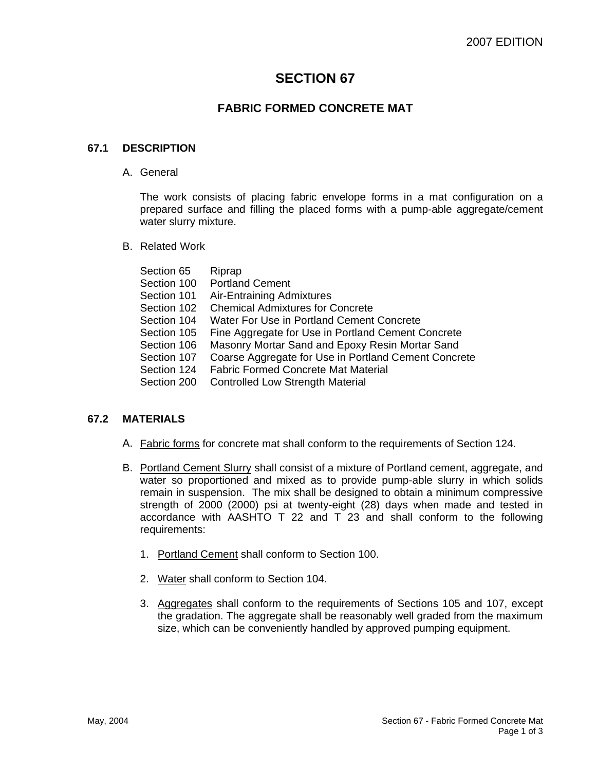# SECTION 67

## FABRIC FORMED CONCRETE MAT

### 67.1 DESCRIPTION

A. General

The work consists of placing fabric envelope forms in a mat configuration on a prepared surface and filling the placed forms with a pump-able aggregate/cement water slurry mixture.

B. Related Work

| | |
|---|---|
| Section 65 | Riprap |
| Section 100 | Portland Cement |
| Section 101 | Air-Entraining Admixtures |
| Section 102 | Chemical Admixtures for Concrete |
| Section 104 | Water For Use in Portland Cement Concrete |
| Section 105 | Fine Aggregate for Use in Portland Cement Concrete |
| Section 106 | Masonry Mortar Sand and Epoxy Resin Mortar Sand |
| Section 107 | Coarse Aggregate for Use in Portland Cement Concrete |
| Section 124 | Fabric Formed Concrete Mat Material |
| Section 200 | Controlled Low Strength Material |

### 67.2 MATERIALS

A. Fabric forms for concrete mat shall conform to the requirements of Section 124.

B. Portland Cement Slurry shall consist of a mixture of Portland cement, aggregate, and water so proportioned and mixed as to provide pump-able slurry in which solids remain in suspension. The mix shall be designed to obtain a minimum compressive strength of 2000 (2000) psi at twenty-eight (28) days when made and tested in accordance with AASHTO T 22 and T 23 and shall conform to the following requirements:

1. Portland Cement shall conform to Section 100.

2. Water shall conform to Section 104.

3. Aggregates shall conform to the requirements of Sections 105 and 107, except the gradation. The aggregate shall be reasonably well graded from the maximum size, which can be conveniently handled by approved pumping equipment.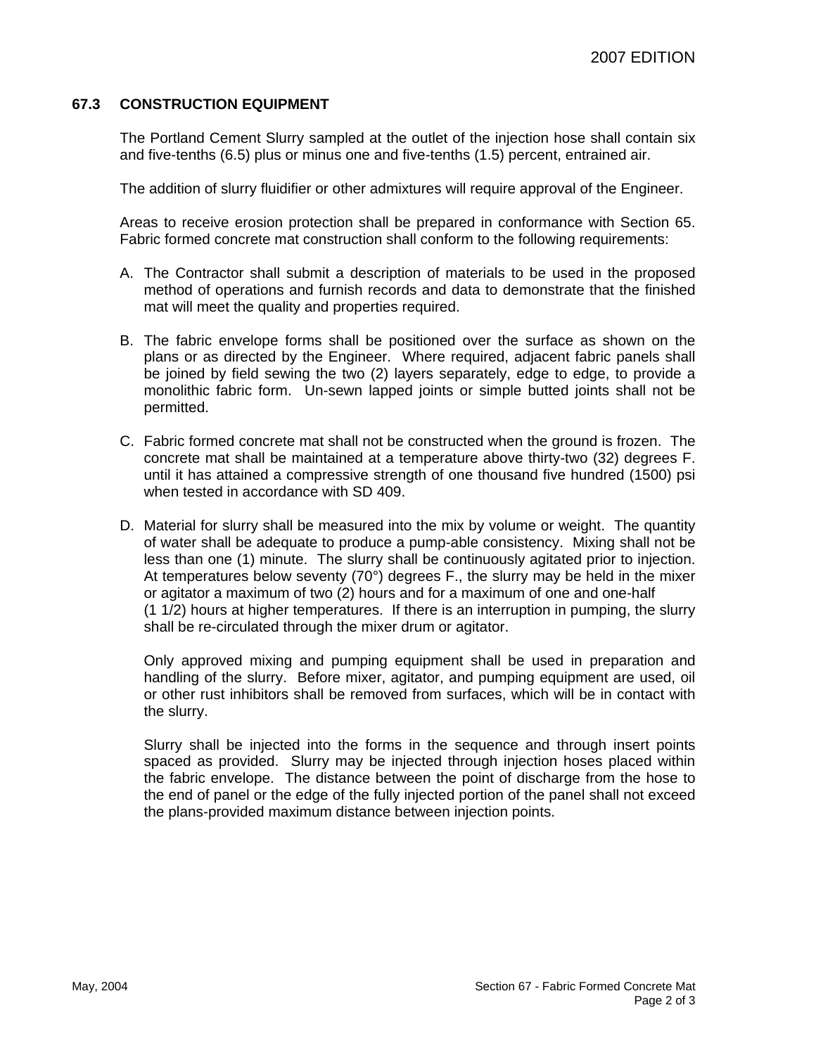## 67.3 CONSTRUCTION EQUIPMENT

The Portland Cement Slurry sampled at the outlet of the injection hose shall contain six and five-tenths (6.5) plus or minus one and five-tenths (1.5) percent, entrained air.

The addition of slurry fluidifier or other admixtures will require approval of the Engineer.

Areas to receive erosion protection shall be prepared in conformance with Section 65. Fabric formed concrete mat construction shall conform to the following requirements:

A. The Contractor shall submit a description of materials to be used in the proposed method of operations and furnish records and data to demonstrate that the finished mat will meet the quality and properties required.

B. The fabric envelope forms shall be positioned over the surface as shown on the plans or as directed by the Engineer. Where required, adjacent fabric panels shall be joined by field sewing the two (2) layers separately, edge to edge, to provide a monolithic fabric form. Un-sewn lapped joints or simple butted joints shall not be permitted.

C. Fabric formed concrete mat shall not be constructed when the ground is frozen. The concrete mat shall be maintained at a temperature above thirty-two (32) degrees F. until it has attained a compressive strength of one thousand five hundred (1500) psi when tested in accordance with SD 409.

D. Material for slurry shall be measured into the mix by volume or weight. The quantity of water shall be adequate to produce a pump-able consistency. Mixing shall not be less than one (1) minute. The slurry shall be continuously agitated prior to injection. At temperatures below seventy (70°) degrees F., the slurry may be held in the mixer or agitator a maximum of two (2) hours and for a maximum of one and one-half (1 1/2) hours at higher temperatures. If there is an interruption in pumping, the slurry shall be re-circulated through the mixer drum or agitator.

   Only approved mixing and pumping equipment shall be used in preparation and handling of the slurry. Before mixer, agitator, and pumping equipment are used, oil or other rust inhibitors shall be removed from surfaces, which will be in contact with the slurry.

   Slurry shall be injected into the forms in the sequence and through insert points spaced as provided. Slurry may be injected through injection hoses placed within the fabric envelope. The distance between the point of discharge from the hose to the end of panel or the edge of the fully injected portion of the panel shall not exceed the plans-provided maximum distance between injection points.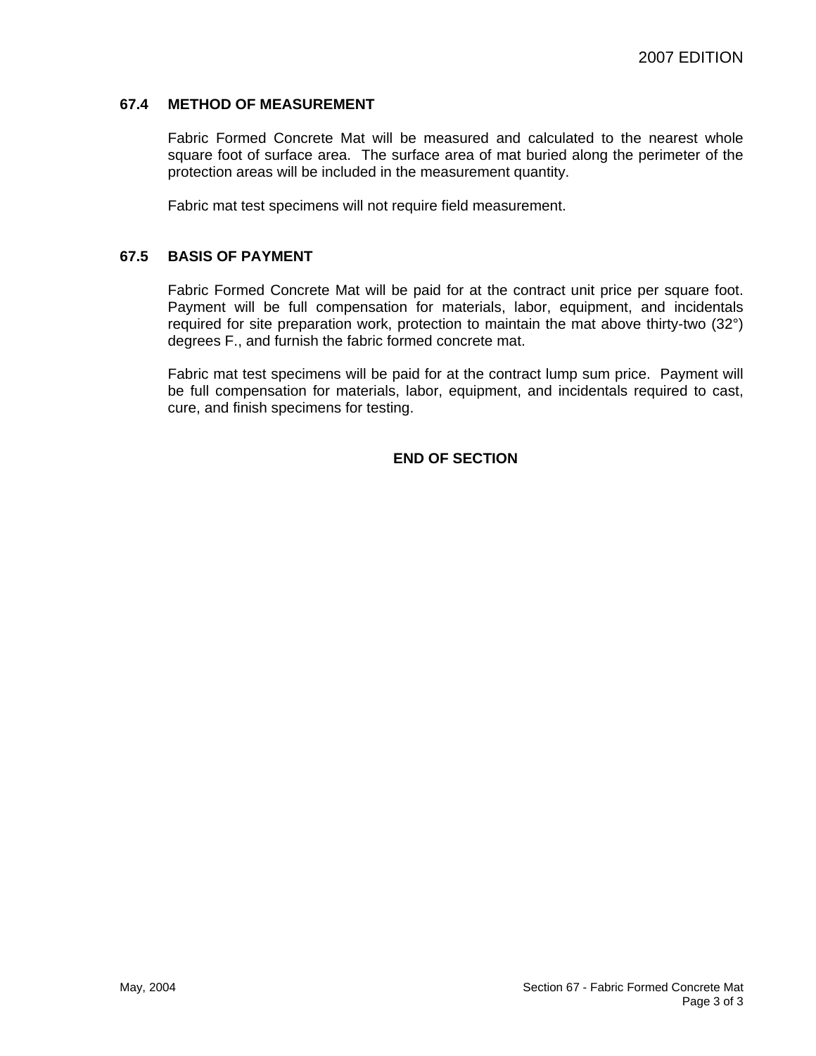## 67.4 METHOD OF MEASUREMENT

Fabric Formed Concrete Mat will be measured and calculated to the nearest whole square foot of surface area. The surface area of mat buried along the perimeter of the protection areas will be included in the measurement quantity.

Fabric mat test specimens will not require field measurement.

## 67.5 BASIS OF PAYMENT

Fabric Formed Concrete Mat will be paid for at the contract unit price per square foot. Payment will be full compensation for materials, labor, equipment, and incidentals required for site preparation work, protection to maintain the mat above thirty-two (32°) degrees F., and furnish the fabric formed concrete mat.

Fabric mat test specimens will be paid for at the contract lump sum price. Payment will be full compensation for materials, labor, equipment, and incidentals required to cast, cure, and finish specimens for testing.

**END OF SECTION**